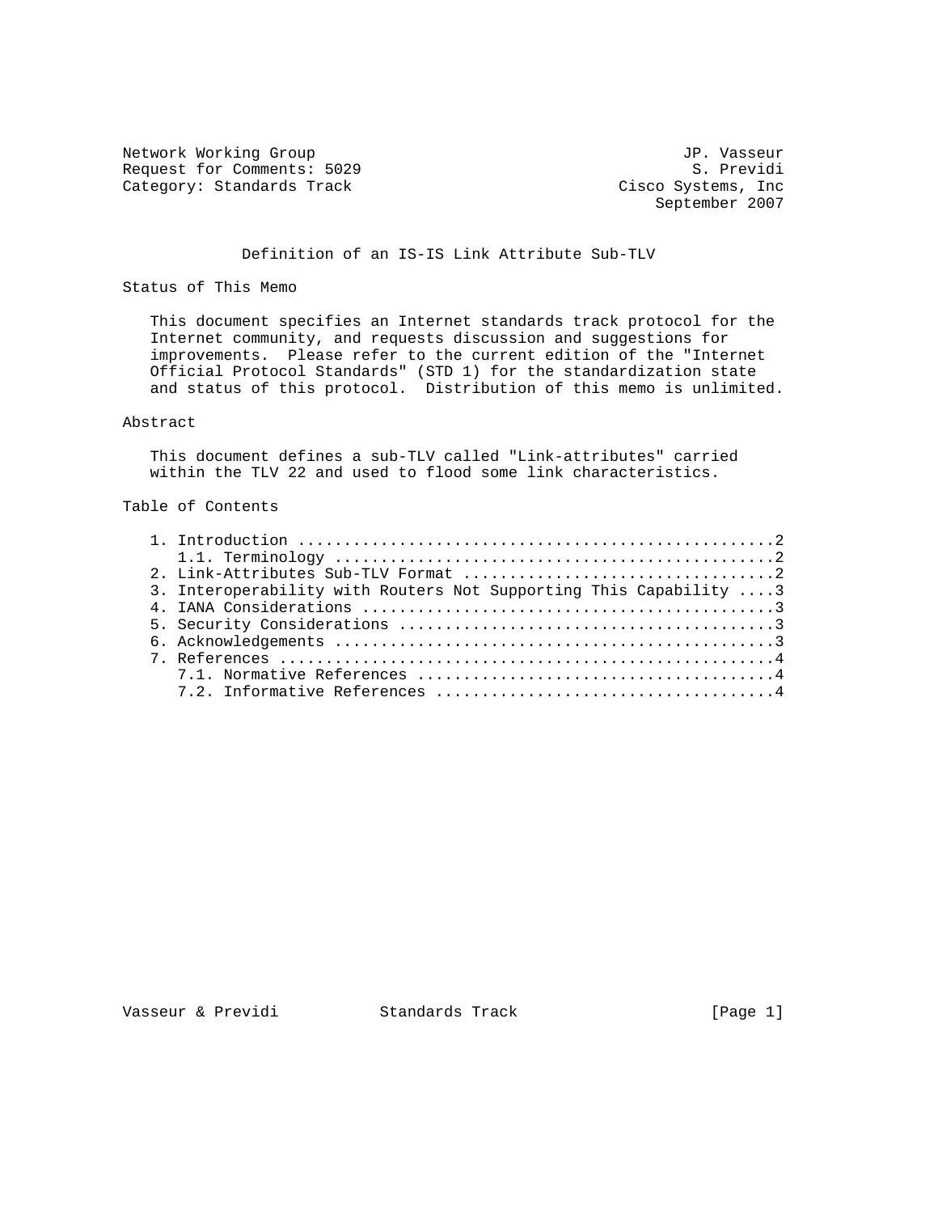Network Working Group                                         JP. Vasseur
Request for Comments: 5029                                      S. Previdi
Category: Standards Track                              Cisco Systems, Inc
                                                           September 2007

# Definition of an IS-IS Link Attribute Sub-TLV

## Status of This Memo

This document specifies an Internet standards track protocol for the Internet community, and requests discussion and suggestions for improvements. Please refer to the current edition of the "Internet Official Protocol Standards" (STD 1) for the standardization state and status of this protocol. Distribution of this memo is unlimited.

## Abstract

This document defines a sub-TLV called "Link-attributes" carried within the TLV 22 and used to flood some link characteristics.

## Table of Contents

```
   1. Introduction ....................................................2
      1.1. Terminology ................................................2
   2. Link-Attributes Sub-TLV Format ..................................2
   3. Interoperability with Routers Not Supporting This Capability ....3
   4. IANA Considerations .............................................3
   5. Security Considerations .........................................3
   6. Acknowledgements ................................................3
   7. References ......................................................4
      7.1. Normative References .......................................4
      7.2. Informative References .....................................4
```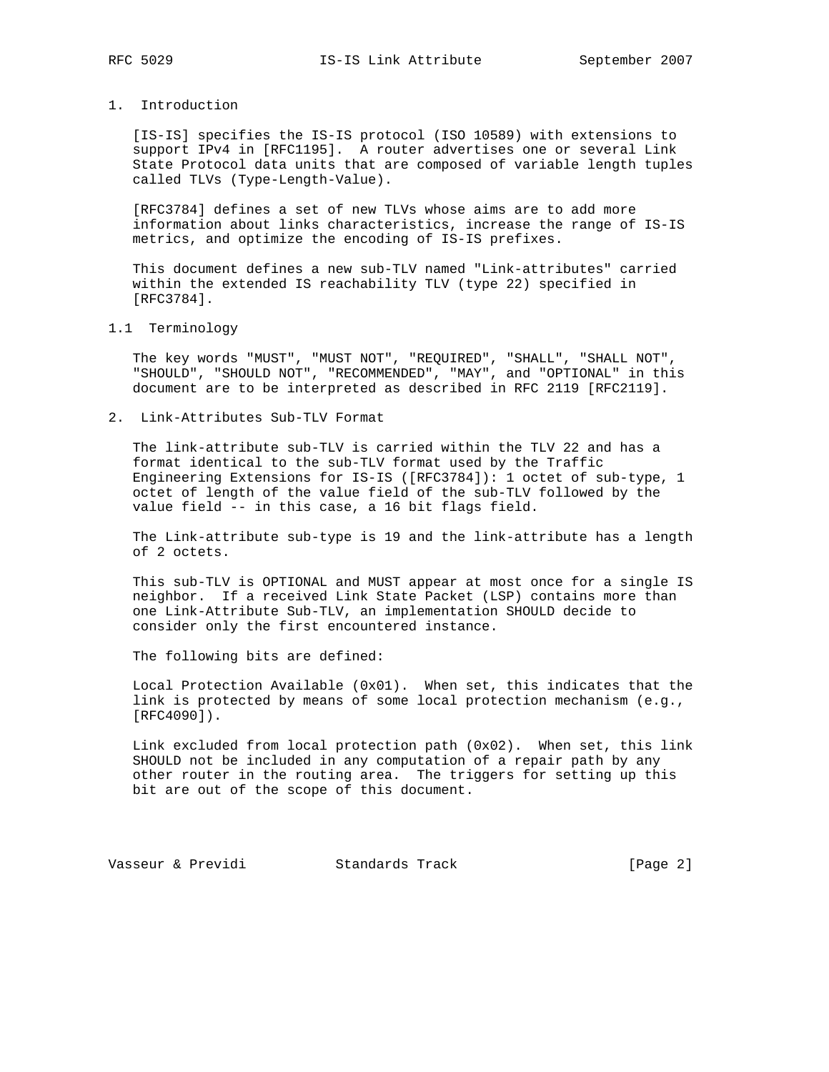# 1. Introduction

[IS-IS] specifies the IS-IS protocol (ISO 10589) with extensions to support IPv4 in [RFC1195]. A router advertises one or several Link State Protocol data units that are composed of variable length tuples called TLVs (Type-Length-Value).

[RFC3784] defines a set of new TLVs whose aims are to add more information about links characteristics, increase the range of IS-IS metrics, and optimize the encoding of IS-IS prefixes.

This document defines a new sub-TLV named "Link-attributes" carried within the extended IS reachability TLV (type 22) specified in [RFC3784].

## 1.1 Terminology

The key words "MUST", "MUST NOT", "REQUIRED", "SHALL", "SHALL NOT", "SHOULD", "SHOULD NOT", "RECOMMENDED", "MAY", and "OPTIONAL" in this document are to be interpreted as described in RFC 2119 [RFC2119].

# 2. Link-Attributes Sub-TLV Format

The link-attribute sub-TLV is carried within the TLV 22 and has a format identical to the sub-TLV format used by the Traffic Engineering Extensions for IS-IS ([RFC3784]): 1 octet of sub-type, 1 octet of length of the value field of the sub-TLV followed by the value field -- in this case, a 16 bit flags field.

The Link-attribute sub-type is 19 and the link-attribute has a length of 2 octets.

This sub-TLV is OPTIONAL and MUST appear at most once for a single IS neighbor. If a received Link State Packet (LSP) contains more than one Link-Attribute Sub-TLV, an implementation SHOULD decide to consider only the first encountered instance.

The following bits are defined:

Local Protection Available (0x01). When set, this indicates that the link is protected by means of some local protection mechanism (e.g., [RFC4090]).

Link excluded from local protection path (0x02). When set, this link SHOULD not be included in any computation of a repair path by any other router in the routing area. The triggers for setting up this bit are out of the scope of this document.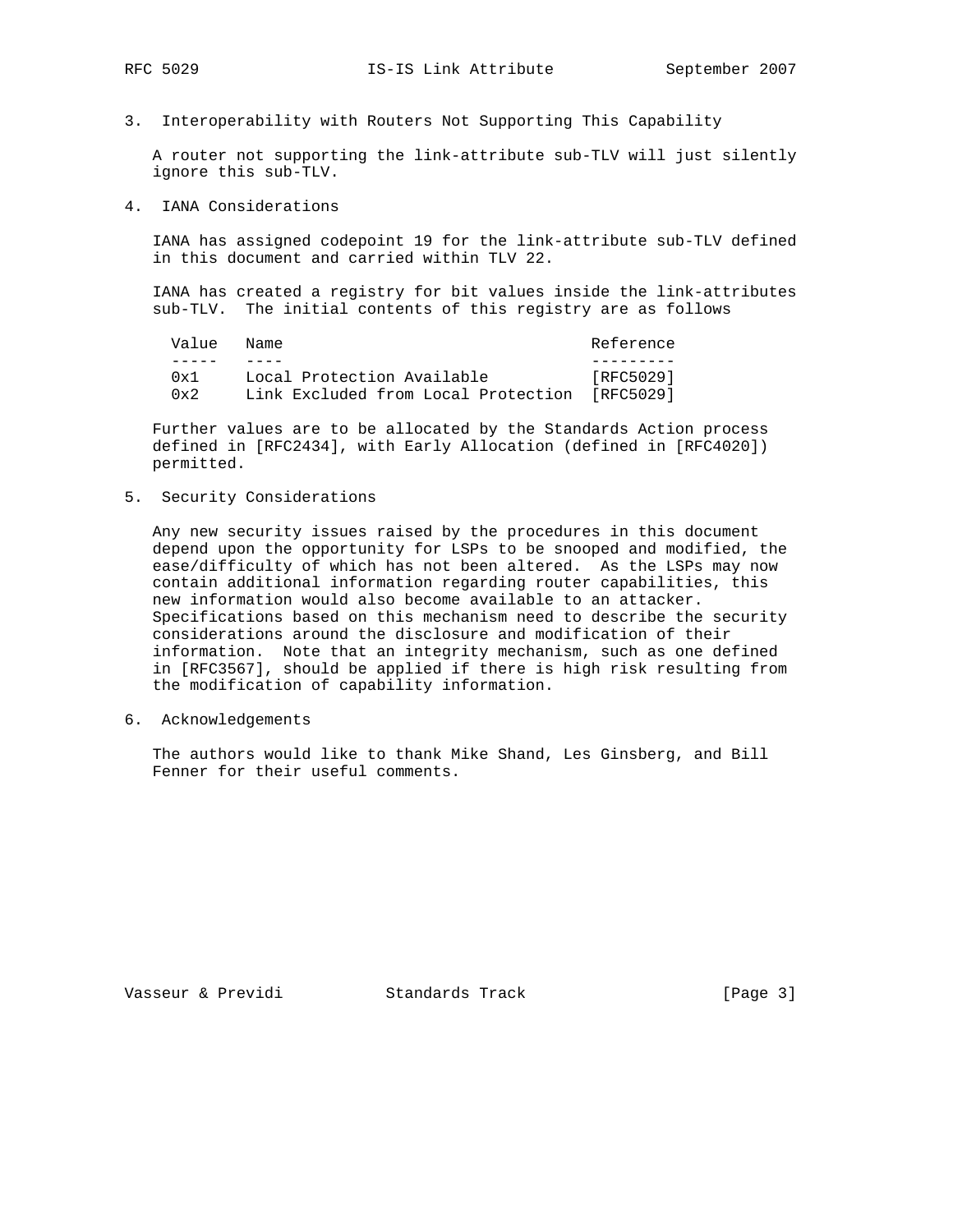## 3. Interoperability with Routers Not Supporting This Capability

A router not supporting the link-attribute sub-TLV will just silently ignore this sub-TLV.

## 4. IANA Considerations

IANA has assigned codepoint 19 for the link-attribute sub-TLV defined in this document and carried within TLV 22.

IANA has created a registry for bit values inside the link-attributes sub-TLV. The initial contents of this registry are as follows

| Value | Name | Reference |
| --- | --- | --- |
| 0x1 | Local Protection Available | [RFC5029] |
| 0x2 | Link Excluded from Local Protection | [RFC5029] |

Further values are to be allocated by the Standards Action process defined in [RFC2434], with Early Allocation (defined in [RFC4020]) permitted.

## 5. Security Considerations

Any new security issues raised by the procedures in this document depend upon the opportunity for LSPs to be snooped and modified, the ease/difficulty of which has not been altered. As the LSPs may now contain additional information regarding router capabilities, this new information would also become available to an attacker. Specifications based on this mechanism need to describe the security considerations around the disclosure and modification of their information. Note that an integrity mechanism, such as one defined in [RFC3567], should be applied if there is high risk resulting from the modification of capability information.

## 6. Acknowledgements

The authors would like to thank Mike Shand, Les Ginsberg, and Bill Fenner for their useful comments.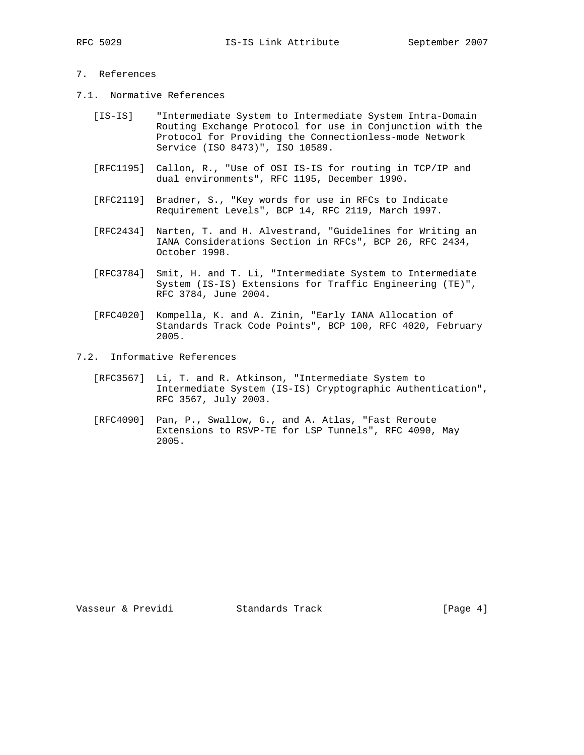# 7. References

## 7.1. Normative References

[IS-IS] "Intermediate System to Intermediate System Intra-Domain Routing Exchange Protocol for use in Conjunction with the Protocol for Providing the Connectionless-mode Network Service (ISO 8473)", ISO 10589.

[RFC1195] Callon, R., "Use of OSI IS-IS for routing in TCP/IP and dual environments", RFC 1195, December 1990.

[RFC2119] Bradner, S., "Key words for use in RFCs to Indicate Requirement Levels", BCP 14, RFC 2119, March 1997.

[RFC2434] Narten, T. and H. Alvestrand, "Guidelines for Writing an IANA Considerations Section in RFCs", BCP 26, RFC 2434, October 1998.

[RFC3784] Smit, H. and T. Li, "Intermediate System to Intermediate System (IS-IS) Extensions for Traffic Engineering (TE)", RFC 3784, June 2004.

[RFC4020] Kompella, K. and A. Zinin, "Early IANA Allocation of Standards Track Code Points", BCP 100, RFC 4020, February 2005.

## 7.2. Informative References

[RFC3567] Li, T. and R. Atkinson, "Intermediate System to Intermediate System (IS-IS) Cryptographic Authentication", RFC 3567, July 2003.

[RFC4090] Pan, P., Swallow, G., and A. Atlas, "Fast Reroute Extensions to RSVP-TE for LSP Tunnels", RFC 4090, May 2005.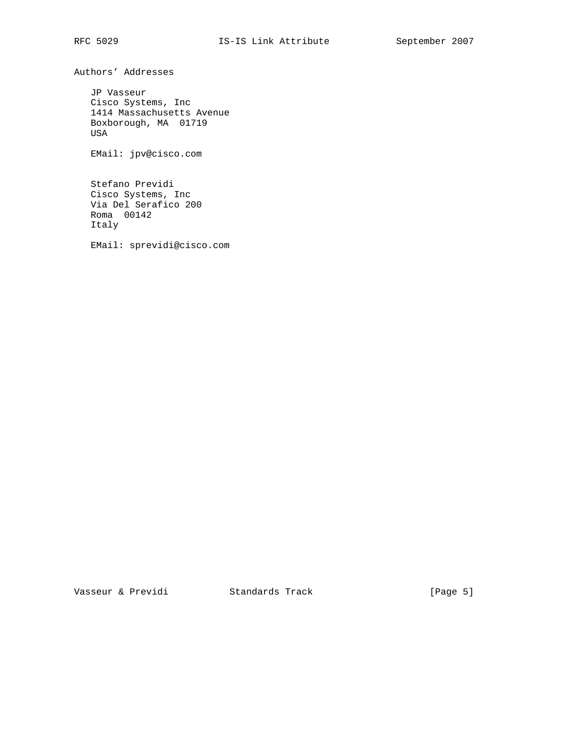## Authors' Addresses

JP Vasseur
Cisco Systems, Inc
1414 Massachusetts Avenue
Boxborough, MA  01719
USA

EMail: jpv@cisco.com

Stefano Previdi
Cisco Systems, Inc
Via Del Serafico 200
Roma  00142
Italy

EMail: sprevidi@cisco.com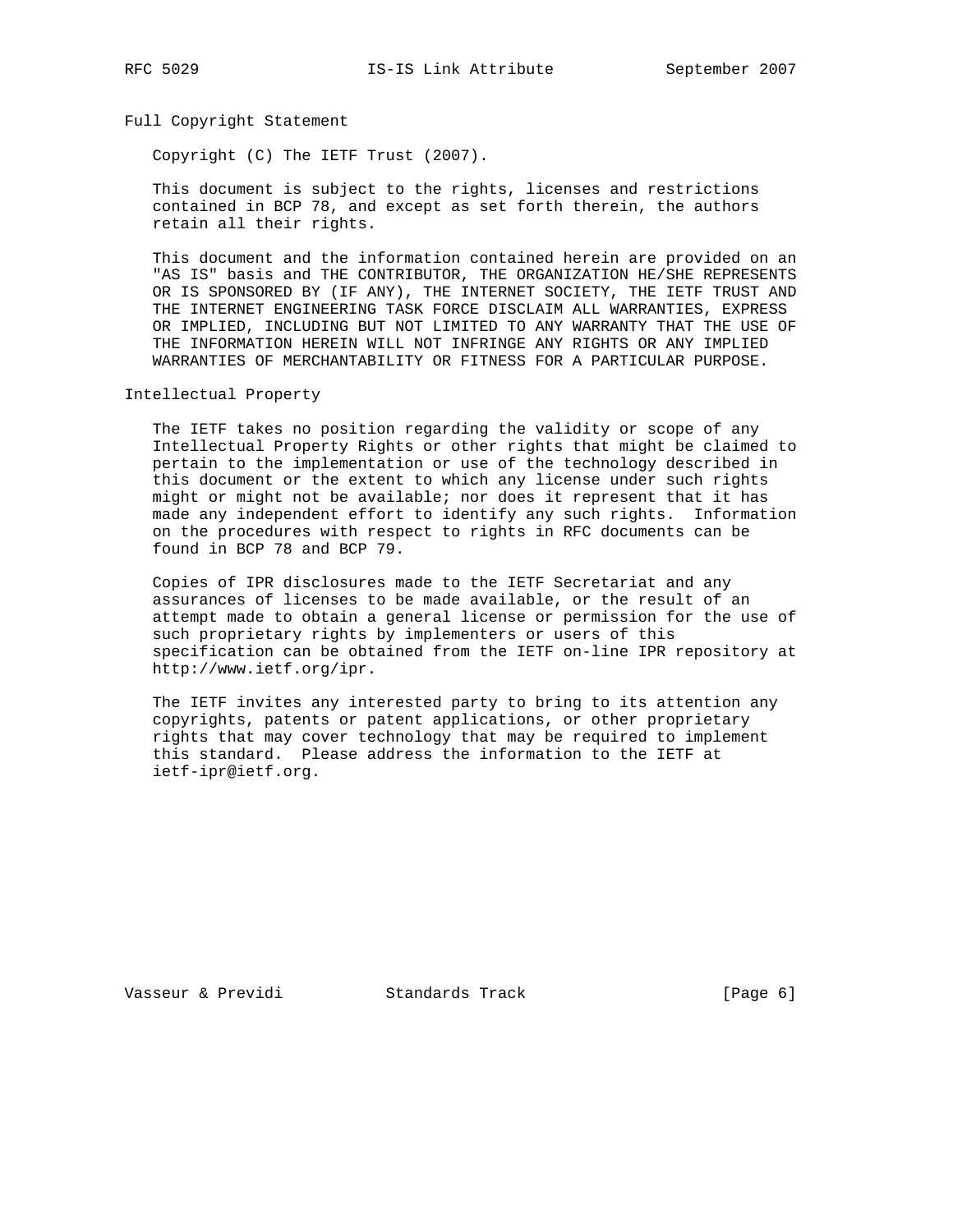## Full Copyright Statement

Copyright (C) The IETF Trust (2007).

This document is subject to the rights, licenses and restrictions contained in BCP 78, and except as set forth therein, the authors retain all their rights.

This document and the information contained herein are provided on an "AS IS" basis and THE CONTRIBUTOR, THE ORGANIZATION HE/SHE REPRESENTS OR IS SPONSORED BY (IF ANY), THE INTERNET SOCIETY, THE IETF TRUST AND THE INTERNET ENGINEERING TASK FORCE DISCLAIM ALL WARRANTIES, EXPRESS OR IMPLIED, INCLUDING BUT NOT LIMITED TO ANY WARRANTY THAT THE USE OF THE INFORMATION HEREIN WILL NOT INFRINGE ANY RIGHTS OR ANY IMPLIED WARRANTIES OF MERCHANTABILITY OR FITNESS FOR A PARTICULAR PURPOSE.

## Intellectual Property

The IETF takes no position regarding the validity or scope of any Intellectual Property Rights or other rights that might be claimed to pertain to the implementation or use of the technology described in this document or the extent to which any license under such rights might or might not be available; nor does it represent that it has made any independent effort to identify any such rights. Information on the procedures with respect to rights in RFC documents can be found in BCP 78 and BCP 79.

Copies of IPR disclosures made to the IETF Secretariat and any assurances of licenses to be made available, or the result of an attempt made to obtain a general license or permission for the use of such proprietary rights by implementers or users of this specification can be obtained from the IETF on-line IPR repository at http://www.ietf.org/ipr.

The IETF invites any interested party to bring to its attention any copyrights, patents or patent applications, or other proprietary rights that may cover technology that may be required to implement this standard. Please address the information to the IETF at ietf-ipr@ietf.org.